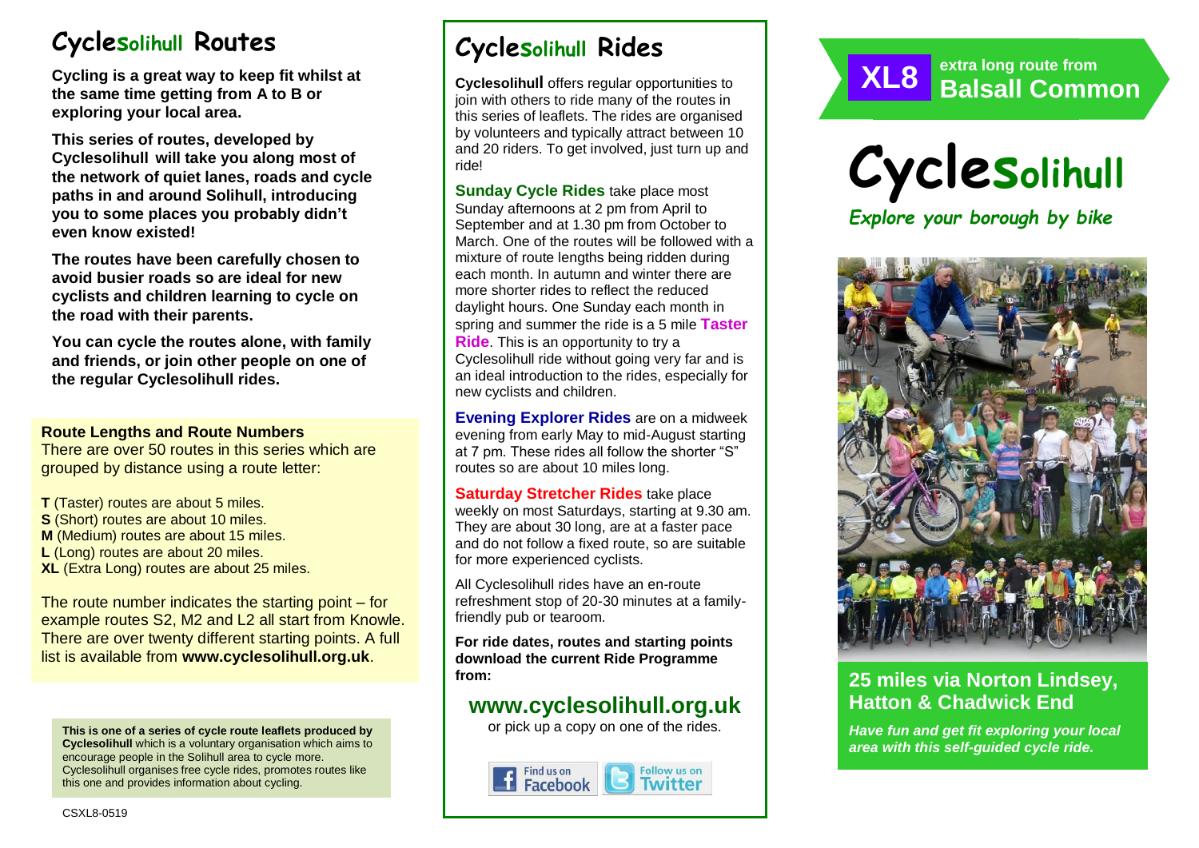# Cyclesolihull Routes

**Cycling is a great way to keep fit whilst at the same time getting from A to B or exploring your local area.**

**This series of routes, developed by Cyclesolihull will take you along most of the network of quiet lanes, roads and cycle paths in and around Solihull, introducing you to some places you probably didn't even know existed!**

**The routes have been carefully chosen to avoid busier roads so are ideal for new cyclists and children learning to cycle on the road with their parents.**

**You can cycle the routes alone, with family and friends, or join other people on one of the regular Cyclesolihull rides.**

**Route Lengths and Route Numbers**

There are over 50 routes in this series which are grouped by distance using a route letter:

**T** (Taster) routes are about 5 miles.
**S** (Short) routes are about 10 miles.
**M** (Medium) routes are about 15 miles.
**L** (Long) routes are about 20 miles.
**XL** (Extra Long) routes are about 25 miles.

The route number indicates the starting point – for example routes S2, M2 and L2 all start from Knowle. There are over twenty different starting points. A full list is available from **www.cyclesolihull.org.uk**.

**This is one of a series of cycle route leaflets produced by Cyclesolihull** which is a voluntary organisation which aims to encourage people in the Solihull area to cycle more. Cyclesolihull organises free cycle rides, promotes routes like this one and provides information about cycling.

CSXL8-0519

# Cyclesolihull Rides

**Cyclesolihull** offers regular opportunities to join with others to ride many of the routes in this series of leaflets. The rides are organised by volunteers and typically attract between 10 and 20 riders. To get involved, just turn up and ride!

**Sunday Cycle Rides** take place most Sunday afternoons at 2 pm from April to September and at 1.30 pm from October to March. One of the routes will be followed with a mixture of route lengths being ridden during each month. In autumn and winter there are more shorter rides to reflect the reduced daylight hours. One Sunday each month in spring and summer the ride is a 5 mile **Taster Ride**. This is an opportunity to try a Cyclesolihull ride without going very far and is an ideal introduction to the rides, especially for new cyclists and children.

**Evening Explorer Rides** are on a midweek evening from early May to mid-August starting at 7 pm. These rides all follow the shorter "S" routes so are about 10 miles long.

**Saturday Stretcher Rides** take place weekly on most Saturdays, starting at 9.30 am. They are about 30 long, are at a faster pace and do not follow a fixed route, so are suitable for more experienced cyclists.

All Cyclesolihull rides have an en-route refreshment stop of 20-30 minutes at a family-friendly pub or tearoom.

**For ride dates, routes and starting points download the current Ride Programme from:**

## www.cyclesolihull.org.uk

or pick up a copy on one of the rides.

Find us on Facebook | Follow us on Twitter

**XL8** extra long route from **Balsall Common**

# Cyclesolihull

*Explore your borough by bike*

## 25 miles via Norton Lindsey, Hatton & Chadwick End

***Have fun and get fit exploring your local area with this self-guided cycle ride.***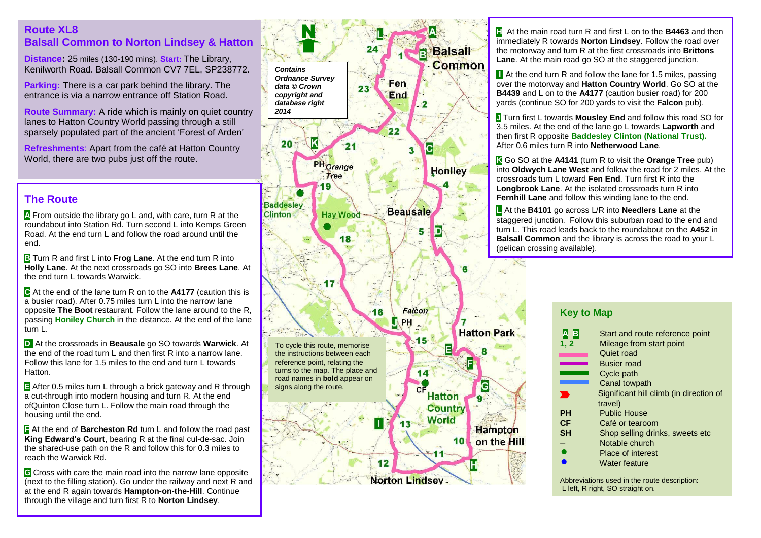## Route XL8
## Balsall Common to Norton Lindsey & Hatton

**Distance:** 25 miles (130-190 mins). **Start:** The Library, Kenilworth Road. Balsall Common CV7 7EL, SP238772.

**Parking:** There is a car park behind the library. The entrance is via a narrow entrance off Station Road.

**Route Summary:** A ride which is mainly on quiet country lanes to Hatton Country World passing through a still sparsely populated part of the ancient 'Forest of Arden'

**Refreshments**: Apart from the café at Hatton Country World, there are two pubs just off the route.

## The Route

**A** From outside the library go L and, with care, turn R at the roundabout into Station Rd. Turn second L into Kemps Green Road. At the end turn L and follow the road around until the end.

**B** Turn R and first L into **Frog Lane**. At the end turn R into **Holly Lane**. At the next crossroads go SO into **Brees Lane**. At the end turn L towards Warwick.

**C** At the end of the lane turn R on to the **A4177** (caution this is a busier road). After 0.75 miles turn L into the narrow lane opposite **The Boot** restaurant. Follow the lane around to the R, passing **Honiley Church** in the distance. At the end of the lane turn L.

**D** At the crossroads in **Beausale** go SO towards **Warwick**. At the end of the road turn L and then first R into a narrow lane. Follow this lane for 1.5 miles to the end and turn L towards Hatton.

**E** After 0.5 miles turn L through a brick gateway and R through a cut-through into modern housing and turn R. At the end ofQuinton Close turn L. Follow the main road through the housing until the end.

**F** At the end of **Barcheston Rd** turn L and follow the road past **King Edward's Court**, bearing R at the final cul-de-sac. Join the shared-use path on the R and follow this for 0.3 miles to reach the Warwick Rd.

**G** Cross with care the main road into the narrow lane opposite (next to the filling station). Go under the railway and next R and at the end R again towards **Hampton-on-the-Hill**. Continue through the village and turn first R to **Norton Lindsey**.

*Contains Ordnance Survey data © Crown copyright and database right 2014*

To cycle this route, memorise the instructions between each reference point, relating the turns to the map. The place and road names in **bold** appear on signs along the route.

**H** At the main road turn R and first L on to the **B4463** and then immediately R towards **Norton Lindsey**. Follow the road over the motorway and turn R at the first crossroads into **Brittons Lane**. At the main road go SO at the staggered junction.

**I** At the end turn R and follow the lane for 1.5 miles, passing over the motorway and **Hatton Country World**. Go SO at the **B4439** and L on to the **A4177** (caution busier road) for 200 yards (continue SO for 200 yards to visit the **Falcon** pub).

**J** Turn first L towards **Mousley End** and follow this road SO for 3.5 miles. At the end of the lane go L towards **Lapworth** and then first R opposite **Baddesley Clinton (National Trust).** After 0.6 miles turn R into **Netherwood Lane**.

**K** Go SO at the **A4141** (turn R to visit the **Orange Tree** pub) into **Oldwych Lane West** and follow the road for 2 miles. At the crossroads turn L toward **Fen End**. Turn first R into the **Longbrook Lane**. At the isolated crossroads turn R into **Fernhill Lane** and follow this winding lane to the end.

**L** At the **B4101** go across L/R into **Needlers Lane** at the staggered junction. Follow this suburban road to the end and turn L. This road leads back to the roundabout on the **A452** in **Balsall Common** and the library is across the road to your L (pelican crossing available).

### Key to Map

| | |
|---|---|
| A B | Start and route reference point |
| 1, 2 | Mileage from start point |
| | Quiet road |
| | Busier road |
| | Cycle path |
| | Canal towpath |
| | Significant hill climb (in direction of travel) |
| PH | Public House |
| CF | Café or tearoom |
| SH | Shop selling drinks, sweets etc |
| | Notable church |
| | Place of interest |
| | Water feature |

Abbreviations used in the route description: L left, R right, SO straight on.